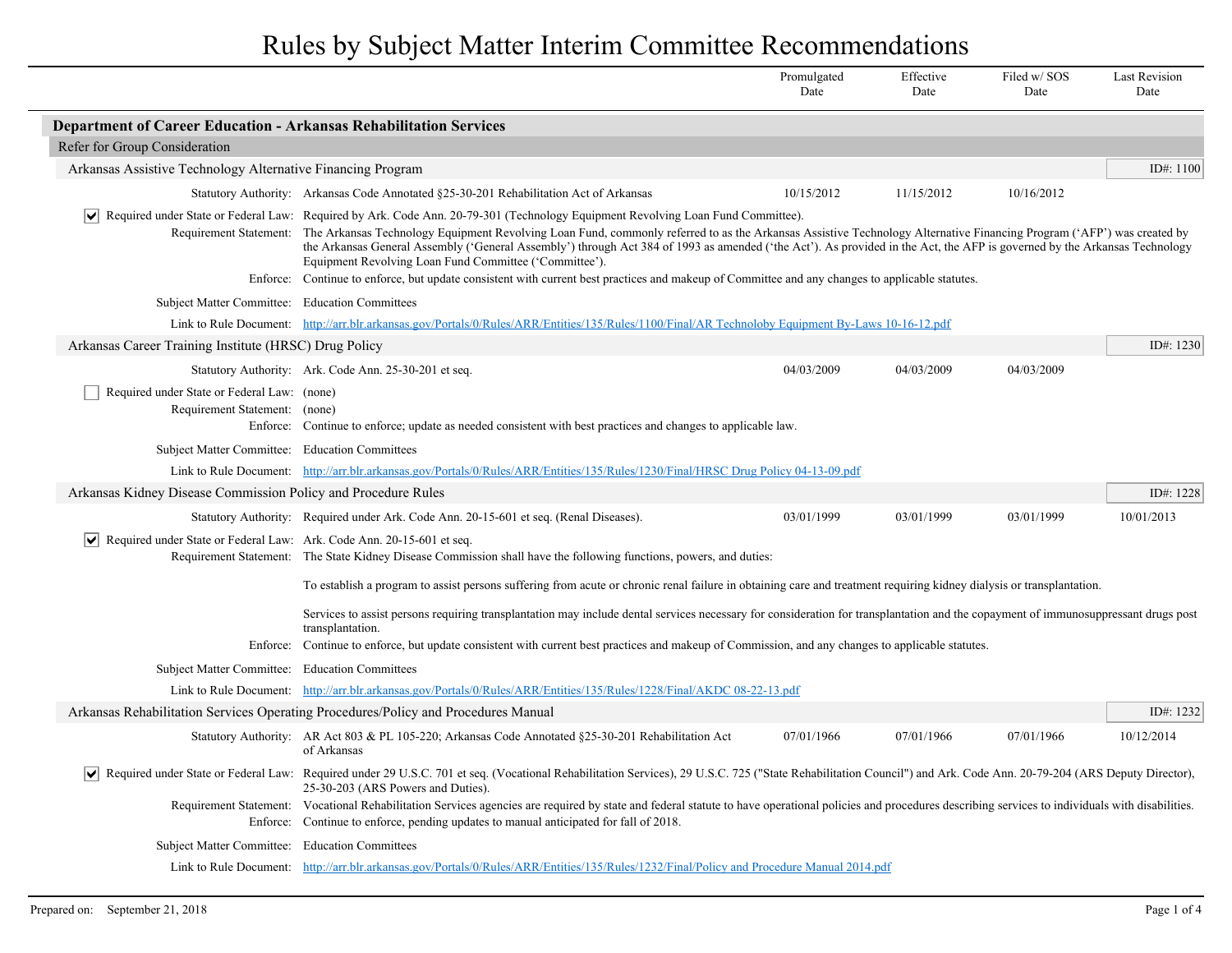# Rules by Subject Matter Interim Committee Recommendations

## Department of Career Education - Arkansas Rehabilitation Services

### Refer for Group Consideration

#### Arkansas Assistive Technology Alternative Financing Program

**ID#: 1100**

| Statutory Authority | Promulgated Date | Effective Date | Filed w/ SOS Date | Last Revision Date |
|---|---|---|---|---|
| Arkansas Code Annotated §25-30-201 Rehabilitation Act of Arkansas | 10/15/2012 | 11/15/2012 | 10/16/2012 | |

- [x] **Required under State or Federal Law:** Required by Ark. Code Ann. 20-79-301 (Technology Equipment Revolving Loan Fund Committee).

**Requirement Statement:** The Arkansas Technology Equipment Revolving Loan Fund, commonly referred to as the Arkansas Assistive Technology Alternative Financing Program ('AFP') was created by the Arkansas General Assembly ('General Assembly') through Act 384 of 1993 as amended ('the Act'). As provided in the Act, the AFP is governed by the Arkansas Technology Equipment Revolving Loan Fund Committee ('Committee').

**Enforce:** Continue to enforce, but update consistent with current best practices and makeup of Committee and any changes to applicable statutes.

**Subject Matter Committee:** Education Committees

**Link to Rule Document:** http://arr.blr.arkansas.gov/Portals/0/Rules/ARR/Entities/135/Rules/1100/Final/AR Technoloby Equipment By-Laws 10-16-12.pdf

#### Arkansas Career Training Institute (HRSC) Drug Policy

**ID#: 1230**

| Statutory Authority | Promulgated Date | Effective Date | Filed w/ SOS Date | Last Revision Date |
|---|---|---|---|---|
| Ark. Code Ann. 25-30-201 et seq. | 04/03/2009 | 04/03/2009 | 04/03/2009 | |

- [ ] **Required under State or Federal Law:** (none)

**Requirement Statement:** (none)

**Enforce:** Continue to enforce; update as needed consistent with best practices and changes to applicable law.

**Subject Matter Committee:** Education Committees

**Link to Rule Document:** http://arr.blr.arkansas.gov/Portals/0/Rules/ARR/Entities/135/Rules/1230/Final/HRSC Drug Policy 04-13-09.pdf

#### Arkansas Kidney Disease Commission Policy and Procedure Rules

**ID#: 1228**

| Statutory Authority | Promulgated Date | Effective Date | Filed w/ SOS Date | Last Revision Date |
|---|---|---|---|---|
| Required under Ark. Code Ann. 20-15-601 et seq. (Renal Diseases). | 03/01/1999 | 03/01/1999 | 03/01/1999 | 10/01/2013 |

- [x] **Required under State or Federal Law:** Ark. Code Ann. 20-15-601 et seq.

**Requirement Statement:** The State Kidney Disease Commission shall have the following functions, powers, and duties:

To establish a program to assist persons suffering from acute or chronic renal failure in obtaining care and treatment requiring kidney dialysis or transplantation.

Services to assist persons requiring transplantation may include dental services necessary for consideration for transplantation and the copayment of immunosuppressant drugs post transplantation.

**Enforce:** Continue to enforce, but update consistent with current best practices and makeup of Commission, and any changes to applicable statutes.

**Subject Matter Committee:** Education Committees

**Link to Rule Document:** http://arr.blr.arkansas.gov/Portals/0/Rules/ARR/Entities/135/Rules/1228/Final/AKDC 08-22-13.pdf

#### Arkansas Rehabilitation Services Operating Procedures/Policy and Procedures Manual

**ID#: 1232**

| Statutory Authority | Promulgated Date | Effective Date | Filed w/ SOS Date | Last Revision Date |
|---|---|---|---|---|
| AR Act 803 & PL 105-220; Arkansas Code Annotated §25-30-201 Rehabilitation Act of Arkansas | 07/01/1966 | 07/01/1966 | 07/01/1966 | 10/12/2014 |

- [x] **Required under State or Federal Law:** Required under 29 U.S.C. 701 et seq. (Vocational Rehabilitation Services), 29 U.S.C. 725 ("State Rehabilitation Council") and Ark. Code Ann. 20-79-204 (ARS Deputy Director), 25-30-203 (ARS Powers and Duties).

**Requirement Statement:** Vocational Rehabilitation Services agencies are required by state and federal statute to have operational policies and procedures describing services to individuals with disabilities.

**Enforce:** Continue to enforce, pending updates to manual anticipated for fall of 2018.

**Subject Matter Committee:** Education Committees

**Link to Rule Document:** http://arr.blr.arkansas.gov/Portals/0/Rules/ARR/Entities/135/Rules/1232/Final/Policy and Procedure Manual 2014.pdf

Prepared on: September 21, 2018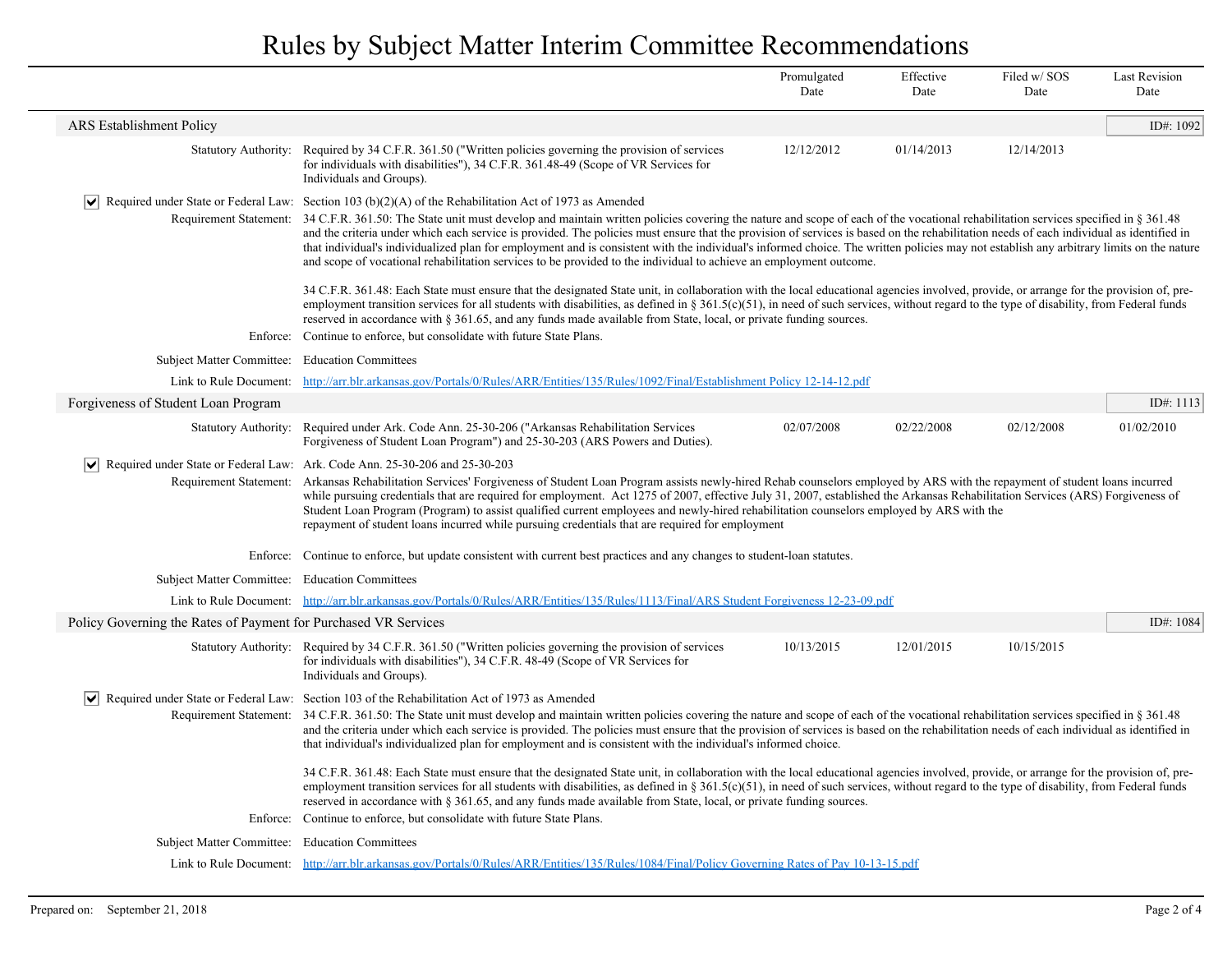# Rules by Subject Matter Interim Committee Recommendations

| | Promulgated Date | Effective Date | Filed w/ SOS Date | Last Revision Date |
|---|---|---|---|---|

## ARS Establishment Policy

ID#: 1092

| | Promulgated Date | Effective Date | Filed w/ SOS Date | Last Revision Date |
|---|---|---|---|---|
| **Statutory Authority:** Required by 34 C.F.R. 361.50 ("Written policies governing the provision of services for individuals with disabilities"), 34 C.F.R. 361.48-49 (Scope of VR Services for Individuals and Groups). | 12/12/2012 | 01/14/2013 | 12/14/2013 | |

☑ **Required under State or Federal Law:** Section 103 (b)(2)(A) of the Rehabilitation Act of 1973 as Amended

**Requirement Statement:** 34 C.F.R. 361.50: The State unit must develop and maintain written policies covering the nature and scope of each of the vocational rehabilitation services specified in § 361.48 and the criteria under which each service is provided. The policies must ensure that the provision of services is based on the rehabilitation needs of each individual as identified in that individual's individualized plan for employment and is consistent with the individual's informed choice. The written policies may not establish any arbitrary limits on the nature and scope of vocational rehabilitation services to be provided to the individual to achieve an employment outcome.

34 C.F.R. 361.48: Each State must ensure that the designated State unit, in collaboration with the local educational agencies involved, provide, or arrange for the provision of, pre-employment transition services for all students with disabilities, as defined in § 361.5(c)(51), in need of such services, without regard to the type of disability, from Federal funds reserved in accordance with § 361.65, and any funds made available from State, local, or private funding sources.

**Enforce:** Continue to enforce, but consolidate with future State Plans.

**Subject Matter Committee:** Education Committees

**Link to Rule Document:** http://arr.blr.arkansas.gov/Portals/0/Rules/ARR/Entities/135/Rules/1092/Final/Establishment Policy 12-14-12.pdf

## Forgiveness of Student Loan Program

ID#: 1113

| | Promulgated Date | Effective Date | Filed w/ SOS Date | Last Revision Date |
|---|---|---|---|---|
| **Statutory Authority:** Required under Ark. Code Ann. 25-30-206 ("Arkansas Rehabilitation Services Forgiveness of Student Loan Program") and 25-30-203 (ARS Powers and Duties). | 02/07/2008 | 02/22/2008 | 02/12/2008 | 01/02/2010 |

☑ **Required under State or Federal Law:** Ark. Code Ann. 25-30-206 and 25-30-203

**Requirement Statement:** Arkansas Rehabilitation Services' Forgiveness of Student Loan Program assists newly-hired Rehab counselors employed by ARS with the repayment of student loans incurred while pursuing credentials that are required for employment. Act 1275 of 2007, effective July 31, 2007, established the Arkansas Rehabilitation Services (ARS) Forgiveness of Student Loan Program (Program) to assist qualified current employees and newly-hired rehabilitation counselors employed by ARS with the repayment of student loans incurred while pursuing credentials that are required for employment

**Enforce:** Continue to enforce, but update consistent with current best practices and any changes to student-loan statutes.

**Subject Matter Committee:** Education Committees

**Link to Rule Document:** http://arr.blr.arkansas.gov/Portals/0/Rules/ARR/Entities/135/Rules/1113/Final/ARS Student Forgiveness 12-23-09.pdf

## Policy Governing the Rates of Payment for Purchased VR Services

ID#: 1084

| | Promulgated Date | Effective Date | Filed w/ SOS Date | Last Revision Date |
|---|---|---|---|---|
| **Statutory Authority:** Required by 34 C.F.R. 361.50 ("Written policies governing the provision of services for individuals with disabilities"), 34 C.F.R. 48-49 (Scope of VR Services for Individuals and Groups). | 10/13/2015 | 12/01/2015 | 10/15/2015 | |

☑ **Required under State or Federal Law:** Section 103 of the Rehabilitation Act of 1973 as Amended

**Requirement Statement:** 34 C.F.R. 361.50: The State unit must develop and maintain written policies covering the nature and scope of each of the vocational rehabilitation services specified in § 361.48 and the criteria under which each service is provided. The policies must ensure that the provision of services is based on the rehabilitation needs of each individual as identified in that individual's individualized plan for employment and is consistent with the individual's informed choice.

34 C.F.R. 361.48: Each State must ensure that the designated State unit, in collaboration with the local educational agencies involved, provide, or arrange for the provision of, pre-employment transition services for all students with disabilities, as defined in § 361.5(c)(51), in need of such services, without regard to the type of disability, from Federal funds reserved in accordance with § 361.65, and any funds made available from State, local, or private funding sources.

**Enforce:** Continue to enforce, but consolidate with future State Plans.

**Subject Matter Committee:** Education Committees

**Link to Rule Document:** http://arr.blr.arkansas.gov/Portals/0/Rules/ARR/Entities/135/Rules/1084/Final/Policy Governing Rates of Pay 10-13-15.pdf

Prepared on: September 21, 2018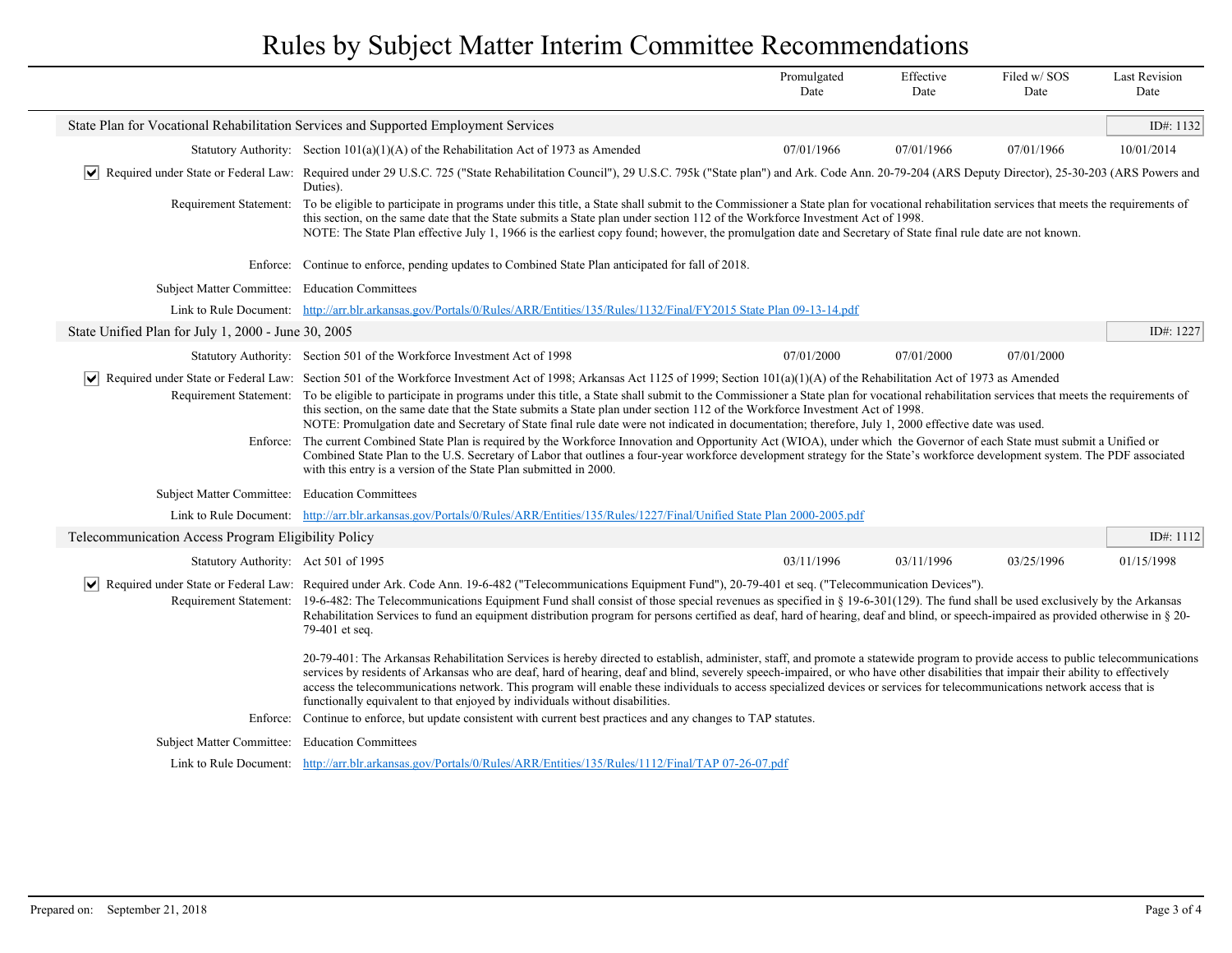# Rules by Subject Matter Interim Committee Recommendations

| | Promulgated Date | Effective Date | Filed w/ SOS Date | Last Revision Date |
|---|---|---|---|---|

## State Plan for Vocational Rehabilitation Services and Supported Employment Services

ID#: 1132

| | Promulgated Date | Effective Date | Filed w/ SOS Date | Last Revision Date |
|---|---|---|---|---|
| **Statutory Authority:** Section 101(a)(1)(A) of the Rehabilitation Act of 1973 as Amended | 07/01/1966 | 07/01/1966 | 07/01/1966 | 10/01/2014 |

☑ **Required under State or Federal Law:** Required under 29 U.S.C. 725 ("State Rehabilitation Council"), 29 U.S.C. 795k ("State plan") and Ark. Code Ann. 20-79-204 (ARS Deputy Director), 25-30-203 (ARS Powers and Duties).

**Requirement Statement:** To be eligible to participate in programs under this title, a State shall submit to the Commissioner a State plan for vocational rehabilitation services that meets the requirements of this section, on the same date that the State submits a State plan under section 112 of the Workforce Investment Act of 1998.
NOTE: The State Plan effective July 1, 1966 is the earliest copy found; however, the promulgation date and Secretary of State final rule date are not known.

**Enforce:** Continue to enforce, pending updates to Combined State Plan anticipated for fall of 2018.

**Subject Matter Committee:** Education Committees

**Link to Rule Document:** http://arr.blr.arkansas.gov/Portals/0/Rules/ARR/Entities/135/Rules/1132/Final/FY2015 State Plan 09-13-14.pdf

## State Unified Plan for July 1, 2000 - June 30, 2005

ID#: 1227

| | Promulgated Date | Effective Date | Filed w/ SOS Date | Last Revision Date |
|---|---|---|---|---|
| **Statutory Authority:** Section 501 of the Workforce Investment Act of 1998 | 07/01/2000 | 07/01/2000 | 07/01/2000 | |

☑ **Required under State or Federal Law:** Section 501 of the Workforce Investment Act of 1998; Arkansas Act 1125 of 1999; Section 101(a)(1)(A) of the Rehabilitation Act of 1973 as Amended

**Requirement Statement:** To be eligible to participate in programs under this title, a State shall submit to the Commissioner a State plan for vocational rehabilitation services that meets the requirements of this section, on the same date that the State submits a State plan under section 112 of the Workforce Investment Act of 1998.
NOTE: Promulgation date and Secretary of State final rule date were not indicated in documentation; therefore, July 1, 2000 effective date was used.

**Enforce:** The current Combined State Plan is required by the Workforce Innovation and Opportunity Act (WIOA), under which the Governor of each State must submit a Unified or Combined State Plan to the U.S. Secretary of Labor that outlines a four-year workforce development strategy for the State's workforce development system. The PDF associated with this entry is a version of the State Plan submitted in 2000.

**Subject Matter Committee:** Education Committees

**Link to Rule Document:** http://arr.blr.arkansas.gov/Portals/0/Rules/ARR/Entities/135/Rules/1227/Final/Unified State Plan 2000-2005.pdf

## Telecommunication Access Program Eligibility Policy

ID#: 1112

| | Promulgated Date | Effective Date | Filed w/ SOS Date | Last Revision Date |
|---|---|---|---|---|
| **Statutory Authority:** Act 501 of 1995 | 03/11/1996 | 03/11/1996 | 03/25/1996 | 01/15/1998 |

☑ **Required under State or Federal Law:** Required under Ark. Code Ann. 19-6-482 ("Telecommunications Equipment Fund"), 20-79-401 et seq. ("Telecommunication Devices").

**Requirement Statement:** 19-6-482: The Telecommunications Equipment Fund shall consist of those special revenues as specified in § 19-6-301(129). The fund shall be used exclusively by the Arkansas Rehabilitation Services to fund an equipment distribution program for persons certified as deaf, hard of hearing, deaf and blind, or speech-impaired as provided otherwise in § 20-79-401 et seq.

20-79-401: The Arkansas Rehabilitation Services is hereby directed to establish, administer, staff, and promote a statewide program to provide access to public telecommunications services by residents of Arkansas who are deaf, hard of hearing, deaf and blind, severely speech-impaired, or who have other disabilities that impair their ability to effectively access the telecommunications network. This program will enable these individuals to access specialized devices or services for telecommunications network access that is functionally equivalent to that enjoyed by individuals without disabilities.

**Enforce:** Continue to enforce, but update consistent with current best practices and any changes to TAP statutes.

**Subject Matter Committee:** Education Committees

**Link to Rule Document:** http://arr.blr.arkansas.gov/Portals/0/Rules/ARR/Entities/135/Rules/1112/Final/TAP 07-26-07.pdf

Prepared on: September 21, 2018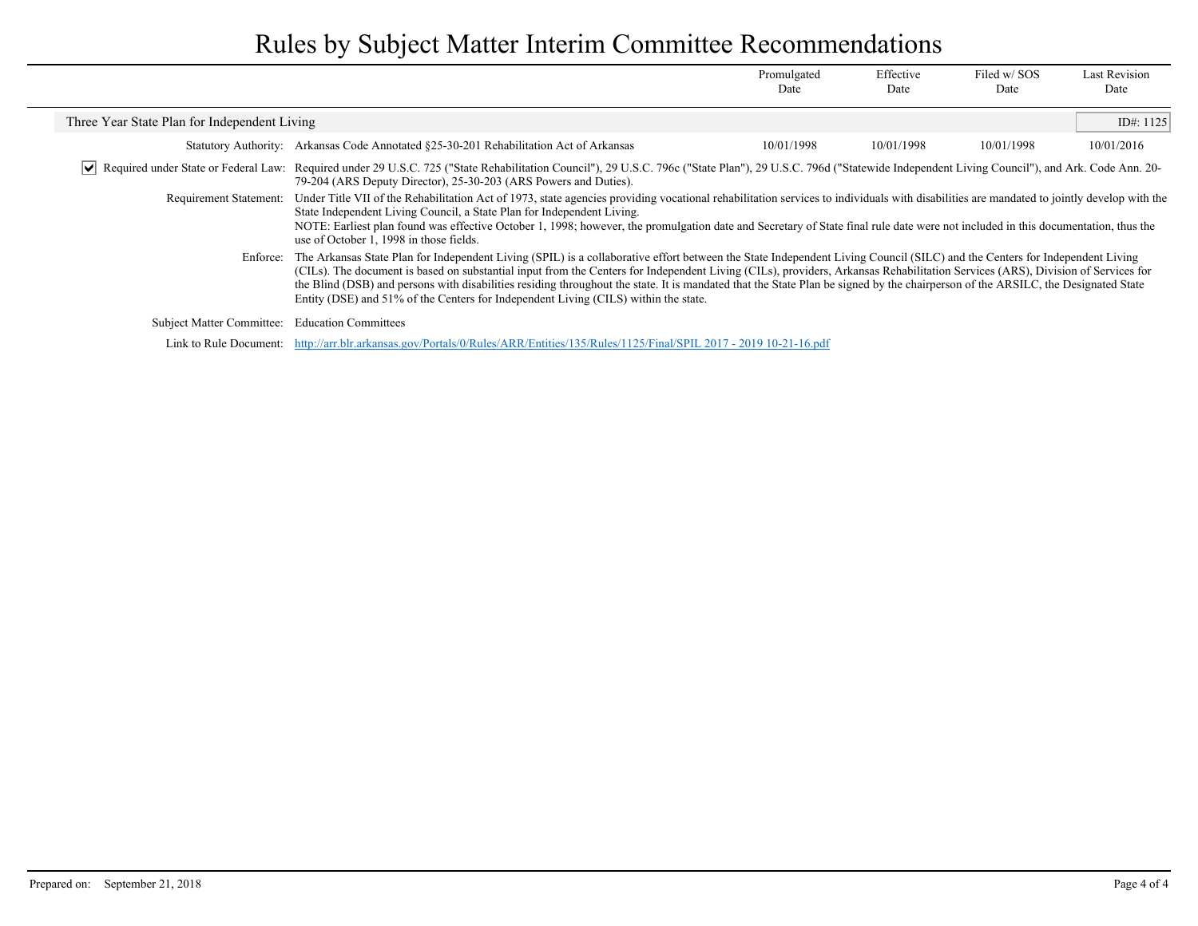# Rules by Subject Matter Interim Committee Recommendations

| | Promulgated Date | Effective Date | Filed w/ SOS Date | Last Revision Date |
|---|---|---|---|---|

## Three Year State Plan for Independent Living

ID#: 1125

| | | Promulgated Date | Effective Date | Filed w/ SOS Date | Last Revision Date |
|---|---|---|---|---|---|
| Statutory Authority: | Arkansas Code Annotated §25-30-201 Rehabilitation Act of Arkansas | 10/01/1998 | 10/01/1998 | 10/01/1998 | 10/01/2016 |

☑ **Required under State or Federal Law:** Required under 29 U.S.C. 725 ("State Rehabilitation Council"), 29 U.S.C. 796c ("State Plan"), 29 U.S.C. 796d ("Statewide Independent Living Council"), and Ark. Code Ann. 20-79-204 (ARS Deputy Director), 25-30-203 (ARS Powers and Duties).

**Requirement Statement:** Under Title VII of the Rehabilitation Act of 1973, state agencies providing vocational rehabilitation services to individuals with disabilities are mandated to jointly develop with the State Independent Living Council, a State Plan for Independent Living.
NOTE: Earliest plan found was effective October 1, 1998; however, the promulgation date and Secretary of State final rule date were not included in this documentation, thus the use of October 1, 1998 in those fields.

**Enforce:** The Arkansas State Plan for Independent Living (SPIL) is a collaborative effort between the State Independent Living Council (SILC) and the Centers for Independent Living (CILs). The document is based on substantial input from the Centers for Independent Living (CILs), providers, Arkansas Rehabilitation Services (ARS), Division of Services for the Blind (DSB) and persons with disabilities residing throughout the state. It is mandated that the State Plan be signed by the chairperson of the ARSILC, the Designated State Entity (DSE) and 51% of the Centers for Independent Living (CILS) within the state.

**Subject Matter Committee:** Education Committees

**Link to Rule Document:** [http://arr.blr.arkansas.gov/Portals/0/Rules/ARR/Entities/135/Rules/1125/Final/SPIL 2017 - 2019 10-21-16.pdf](http://arr.blr.arkansas.gov/Portals/0/Rules/ARR/Entities/135/Rules/1125/Final/SPIL 2017 - 2019 10-21-16.pdf)

Prepared on: September 21, 2018